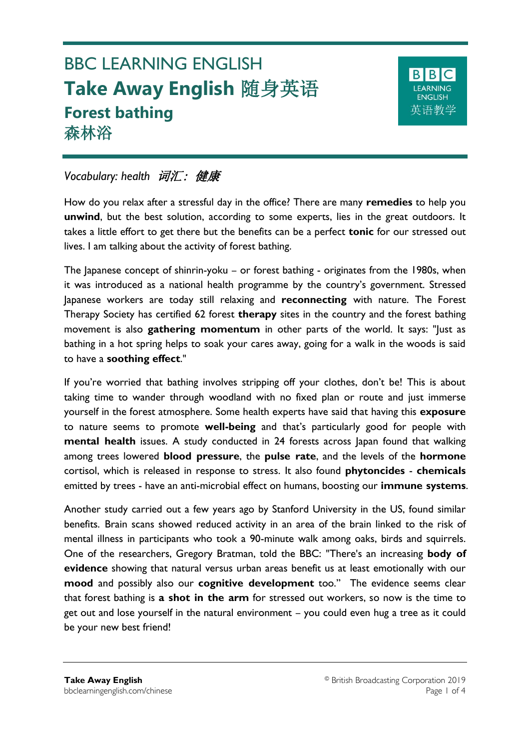# BBC LEARNING ENGLISH

# Take Away English 随身英语

## Forest bathing

## 森林浴

*Vocabulary: health 词汇：健康*

How do you relax after a stressful day in the office? There are many **remedies** to help you **unwind**, but the best solution, according to some experts, lies in the great outdoors. It takes a little effort to get there but the benefits can be a perfect **tonic** for our stressed out lives. I am talking about the activity of forest bathing.

The Japanese concept of shinrin-yoku – or forest bathing - originates from the 1980s, when it was introduced as a national health programme by the country's government. Stressed Japanese workers are today still relaxing and **reconnecting** with nature. The Forest Therapy Society has certified 62 forest **therapy** sites in the country and the forest bathing movement is also **gathering momentum** in other parts of the world. It says: "Just as bathing in a hot spring helps to soak your cares away, going for a walk in the woods is said to have a **soothing effect**."

If you're worried that bathing involves stripping off your clothes, don't be! This is about taking time to wander through woodland with no fixed plan or route and just immerse yourself in the forest atmosphere. Some health experts have said that having this **exposure** to nature seems to promote **well-being** and that's particularly good for people with **mental health** issues. A study conducted in 24 forests across Japan found that walking among trees lowered **blood pressure**, the **pulse rate**, and the levels of the **hormone** cortisol, which is released in response to stress. It also found **phytoncides** - **chemicals** emitted by trees - have an anti-microbial effect on humans, boosting our **immune systems**.

Another study carried out a few years ago by Stanford University in the US, found similar benefits. Brain scans showed reduced activity in an area of the brain linked to the risk of mental illness in participants who took a 90-minute walk among oaks, birds and squirrels. One of the researchers, Gregory Bratman, told the BBC: "There's an increasing **body of evidence** showing that natural versus urban areas benefit us at least emotionally with our **mood** and possibly also our **cognitive development** too." The evidence seems clear that forest bathing is **a shot in the arm** for stressed out workers, so now is the time to get out and lose yourself in the natural environment – you could even hug a tree as it could be your new best friend!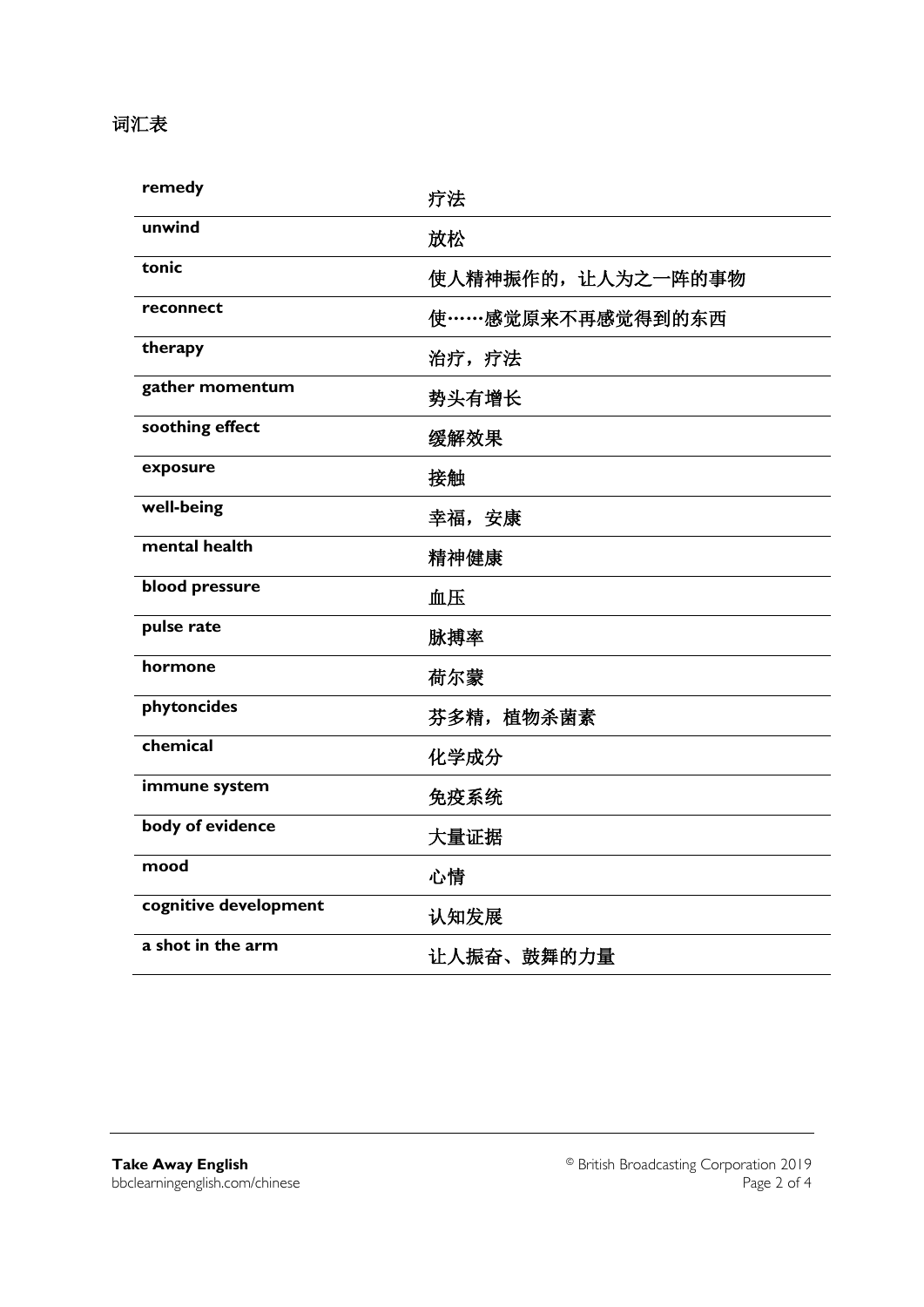词汇表

| | |
|---|---|
| **remedy** | 疗法 |
| **unwind** | 放松 |
| **tonic** | 使人精神振作的，让人为之一阵的事物 |
| **reconnect** | 使……感觉原来不再感觉得到的东西 |
| **therapy** | 治疗，疗法 |
| **gather momentum** | 势头有增长 |
| **soothing effect** | 缓解效果 |
| **exposure** | 接触 |
| **well-being** | 幸福，安康 |
| **mental health** | 精神健康 |
| **blood pressure** | 血压 |
| **pulse rate** | 脉搏率 |
| **hormone** | 荷尔蒙 |
| **phytoncides** | 芬多精，植物杀菌素 |
| **chemical** | 化学成分 |
| **immune system** | 免疫系统 |
| **body of evidence** | 大量证据 |
| **mood** | 心情 |
| **cognitive development** | 认知发展 |
| **a shot in the arm** | 让人振奋、鼓舞的力量 |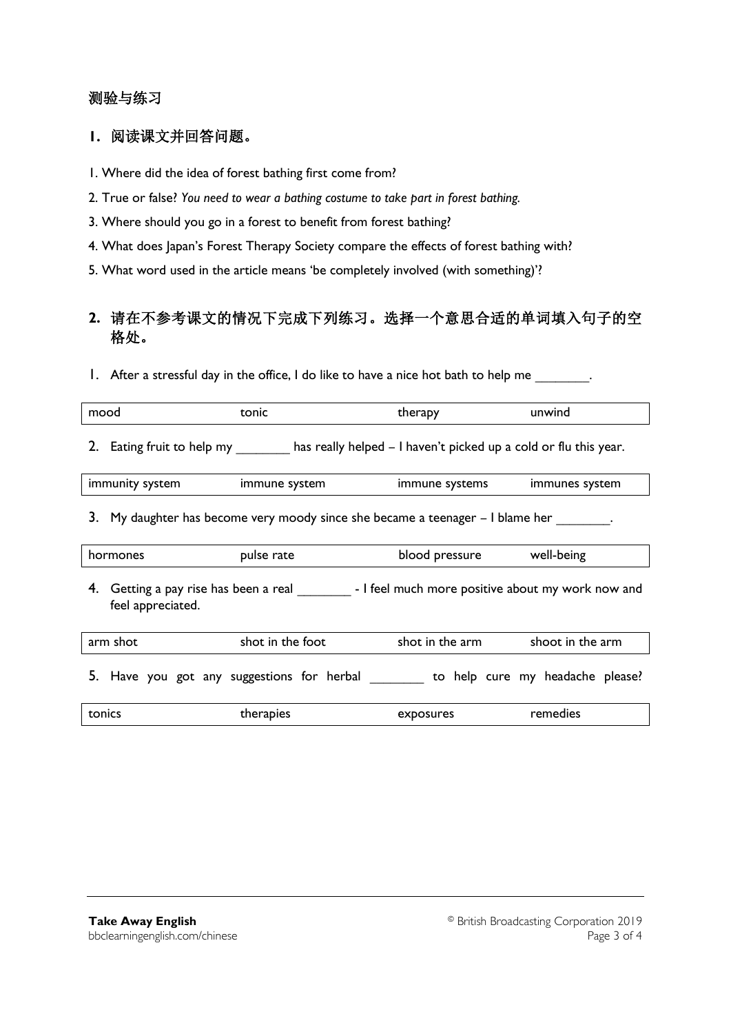## 测验与练习

### 1. 阅读课文并回答问题。

1. Where did the idea of forest bathing first come from?
2. True or false? *You need to wear a bathing costume to take part in forest bathing.*
3. Where should you go in a forest to benefit from forest bathing?
4. What does Japan's Forest Therapy Society compare the effects of forest bathing with?
5. What word used in the article means 'be completely involved (with something)'?

### 2. 请在不参考课文的情况下完成下列练习。选择一个意思合适的单词填入句子的空格处。

1. After a stressful day in the office, I do like to have a nice hot bath to help me _______.

| mood | tonic | therapy | unwind |
|---|---|---|---|

2. Eating fruit to help my _______ has really helped – I haven't picked up a cold or flu this year.

| immunity system | immune system | immune systems | immunes system |
|---|---|---|---|

3. My daughter has become very moody since she became a teenager – I blame her _______.

| hormones | pulse rate | blood pressure | well-being |
|---|---|---|---|

4. Getting a pay rise has been a real _______ - I feel much more positive about my work now and feel appreciated.

| arm shot | shot in the foot | shot in the arm | shoot in the arm |
|---|---|---|---|

5. Have you got any suggestions for herbal _______ to help cure my headache please?

| tonics | therapies | exposures | remedies |
|---|---|---|---|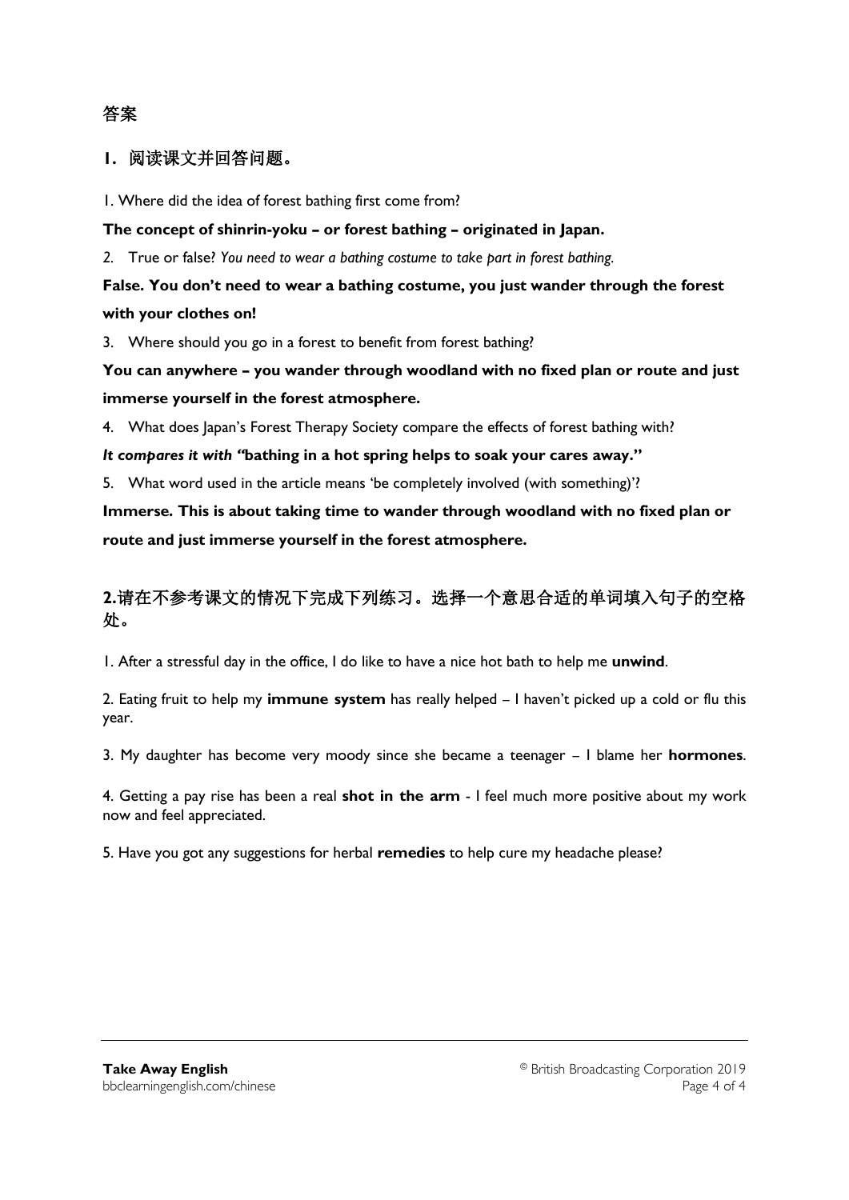答案

## 1. 阅读课文并回答问题。

1. Where did the idea of forest bathing first come from?

**The concept of shinrin-yoku – or forest bathing – originated in Japan.**

2. True or false? *You need to wear a bathing costume to take part in forest bathing.*

**False. You don't need to wear a bathing costume, you just wander through the forest with your clothes on!**

3. Where should you go in a forest to benefit from forest bathing?

**You can anywhere – you wander through woodland with no fixed plan or route and just immerse yourself in the forest atmosphere.**

4. What does Japan's Forest Therapy Society compare the effects of forest bathing with?

***It compares it with "*bathing in a hot spring helps to soak your cares away."**

5. What word used in the article means 'be completely involved (with something)'?

**Immerse. This is about taking time to wander through woodland with no fixed plan or route and just immerse yourself in the forest atmosphere.**

## 2.请在不参考课文的情况下完成下列练习。选择一个意思合适的单词填入句子的空格处。

1. After a stressful day in the office, I do like to have a nice hot bath to help me **unwind**.

2. Eating fruit to help my **immune system** has really helped – I haven't picked up a cold or flu this year.

3. My daughter has become very moody since she became a teenager – I blame her **hormones**.

4. Getting a pay rise has been a real **shot in the arm** - I feel much more positive about my work now and feel appreciated.

5. Have you got any suggestions for herbal **remedies** to help cure my headache please?